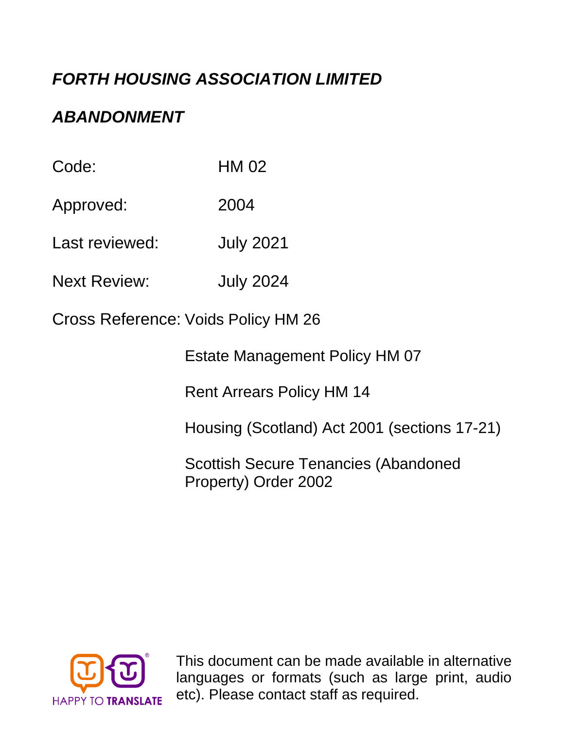# *FORTH HOUSING ASSOCIATION LIMITED*

## *ABANDONMENT*

Code: HM 02

Approved: 2004

Last reviewed: July 2021

Next Review: July 2024

Cross Reference: Voids Policy HM 26

Estate Management Policy HM 07

Rent Arrears Policy HM 14

Housing (Scotland) Act 2001 (sections 17-21)

Scottish Secure Tenancies (Abandoned Property) Order 2002

HAPPY TO TRANSLATE

This document can be made available in alternative languages or formats (such as large print, audio etc). Please contact staff as required.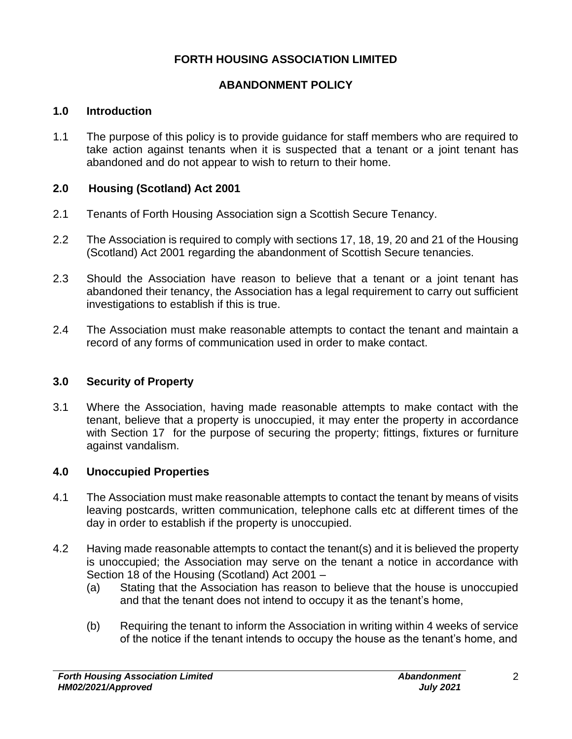**FORTH HOUSING ASSOCIATION LIMITED**

**ABANDONMENT POLICY**

## 1.0 Introduction

1.1 The purpose of this policy is to provide guidance for staff members who are required to take action against tenants when it is suspected that a tenant or a joint tenant has abandoned and do not appear to wish to return to their home.

## 2.0 Housing (Scotland) Act 2001

2.1 Tenants of Forth Housing Association sign a Scottish Secure Tenancy.

2.2 The Association is required to comply with sections 17, 18, 19, 20 and 21 of the Housing (Scotland) Act 2001 regarding the abandonment of Scottish Secure tenancies.

2.3 Should the Association have reason to believe that a tenant or a joint tenant has abandoned their tenancy, the Association has a legal requirement to carry out sufficient investigations to establish if this is true.

2.4 The Association must make reasonable attempts to contact the tenant and maintain a record of any forms of communication used in order to make contact.

## 3.0 Security of Property

3.1 Where the Association, having made reasonable attempts to make contact with the tenant, believe that a property is unoccupied, it may enter the property in accordance with Section 17 for the purpose of securing the property; fittings, fixtures or furniture against vandalism.

## 4.0 Unoccupied Properties

4.1 The Association must make reasonable attempts to contact the tenant by means of visits leaving postcards, written communication, telephone calls etc at different times of the day in order to establish if the property is unoccupied.

4.2 Having made reasonable attempts to contact the tenant(s) and it is believed the property is unoccupied; the Association may serve on the tenant a notice in accordance with Section 18 of the Housing (Scotland) Act 2001 –

(a) Stating that the Association has reason to believe that the house is unoccupied and that the tenant does not intend to occupy it as the tenant's home,

(b) Requiring the tenant to inform the Association in writing within 4 weeks of service of the notice if the tenant intends to occupy the house as the tenant's home, and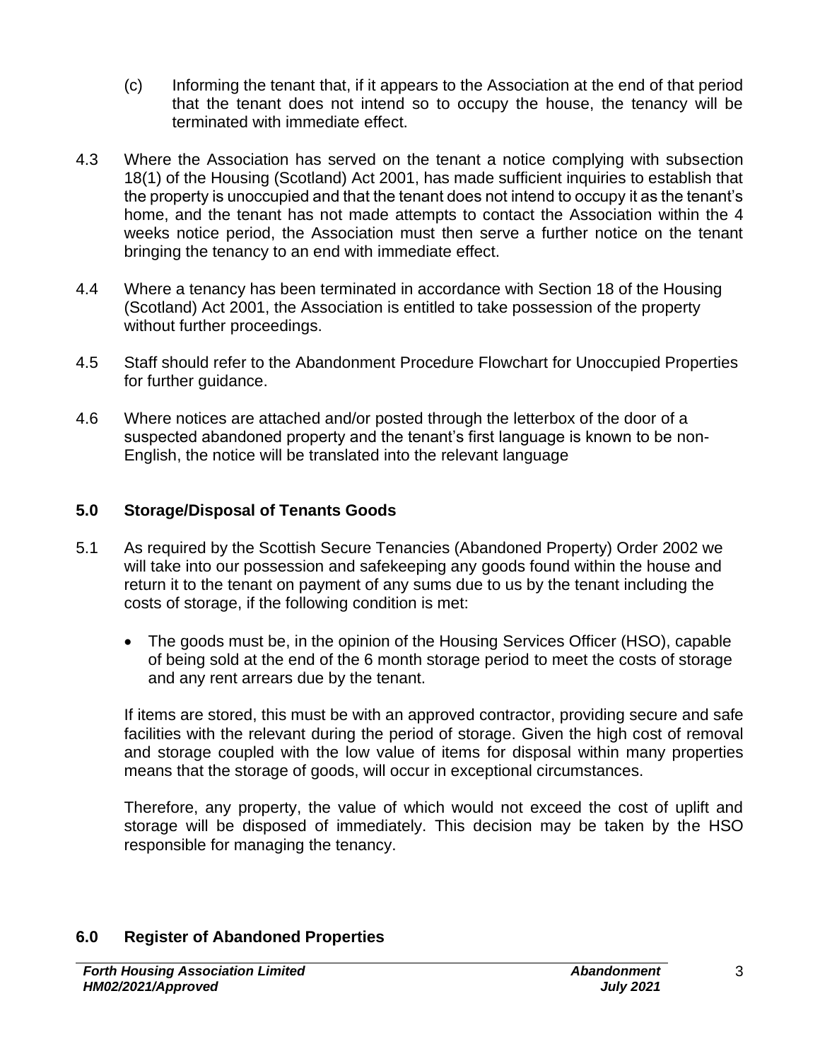(c) Informing the tenant that, if it appears to the Association at the end of that period that the tenant does not intend so to occupy the house, the tenancy will be terminated with immediate effect.

4.3 Where the Association has served on the tenant a notice complying with subsection 18(1) of the Housing (Scotland) Act 2001, has made sufficient inquiries to establish that the property is unoccupied and that the tenant does not intend to occupy it as the tenant's home, and the tenant has not made attempts to contact the Association within the 4 weeks notice period, the Association must then serve a further notice on the tenant bringing the tenancy to an end with immediate effect.

4.4 Where a tenancy has been terminated in accordance with Section 18 of the Housing (Scotland) Act 2001, the Association is entitled to take possession of the property without further proceedings.

4.5 Staff should refer to the Abandonment Procedure Flowchart for Unoccupied Properties for further guidance.

4.6 Where notices are attached and/or posted through the letterbox of the door of a suspected abandoned property and the tenant's first language is known to be non-English, the notice will be translated into the relevant language

## 5.0 Storage/Disposal of Tenants Goods

5.1 As required by the Scottish Secure Tenancies (Abandoned Property) Order 2002 we will take into our possession and safekeeping any goods found within the house and return it to the tenant on payment of any sums due to us by the tenant including the costs of storage, if the following condition is met:

- The goods must be, in the opinion of the Housing Services Officer (HSO), capable of being sold at the end of the 6 month storage period to meet the costs of storage and any rent arrears due by the tenant.

If items are stored, this must be with an approved contractor, providing secure and safe facilities with the relevant during the period of storage. Given the high cost of removal and storage coupled with the low value of items for disposal within many properties means that the storage of goods, will occur in exceptional circumstances.

Therefore, any property, the value of which would not exceed the cost of uplift and storage will be disposed of immediately. This decision may be taken by the HSO responsible for managing the tenancy.

## 6.0 Register of Abandoned Properties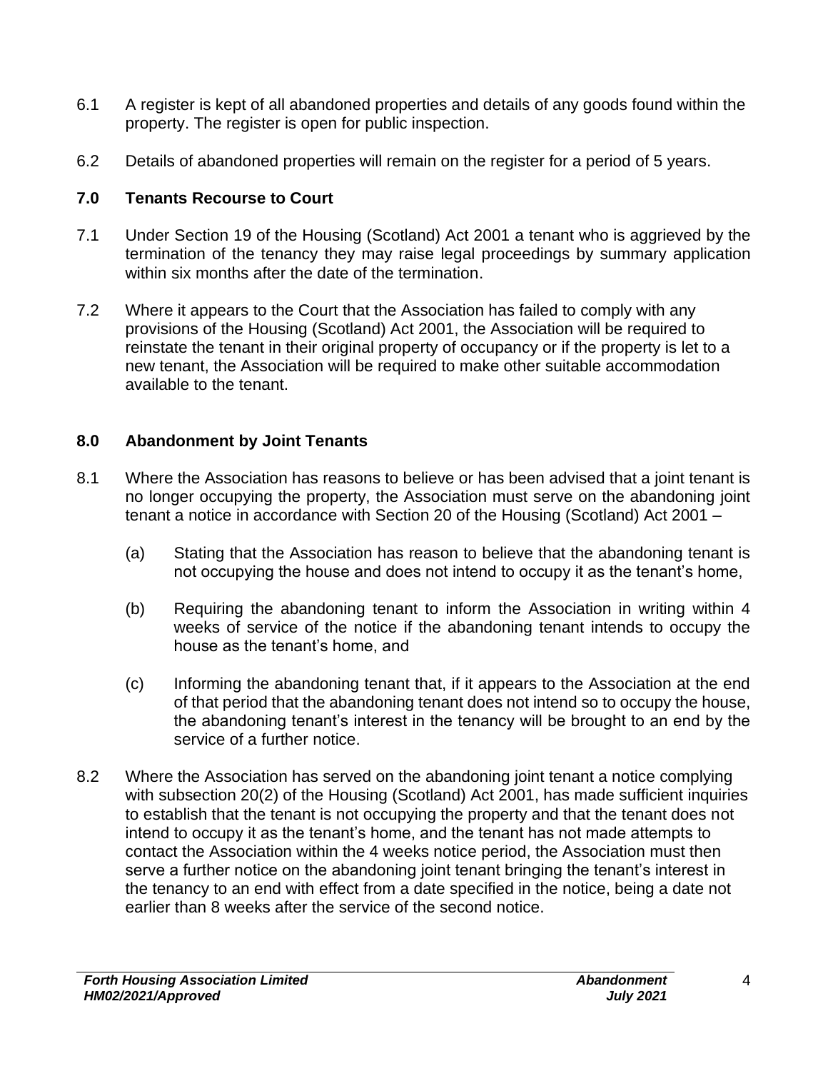6.1 A register is kept of all abandoned properties and details of any goods found within the property. The register is open for public inspection.

6.2 Details of abandoned properties will remain on the register for a period of 5 years.

## 7.0 Tenants Recourse to Court

7.1 Under Section 19 of the Housing (Scotland) Act 2001 a tenant who is aggrieved by the termination of the tenancy they may raise legal proceedings by summary application within six months after the date of the termination.

7.2 Where it appears to the Court that the Association has failed to comply with any provisions of the Housing (Scotland) Act 2001, the Association will be required to reinstate the tenant in their original property of occupancy or if the property is let to a new tenant, the Association will be required to make other suitable accommodation available to the tenant.

## 8.0 Abandonment by Joint Tenants

8.1 Where the Association has reasons to believe or has been advised that a joint tenant is no longer occupying the property, the Association must serve on the abandoning joint tenant a notice in accordance with Section 20 of the Housing (Scotland) Act 2001 –

(a) Stating that the Association has reason to believe that the abandoning tenant is not occupying the house and does not intend to occupy it as the tenant's home,

(b) Requiring the abandoning tenant to inform the Association in writing within 4 weeks of service of the notice if the abandoning tenant intends to occupy the house as the tenant's home, and

(c) Informing the abandoning tenant that, if it appears to the Association at the end of that period that the abandoning tenant does not intend so to occupy the house, the abandoning tenant's interest in the tenancy will be brought to an end by the service of a further notice.

8.2 Where the Association has served on the abandoning joint tenant a notice complying with subsection 20(2) of the Housing (Scotland) Act 2001, has made sufficient inquiries to establish that the tenant is not occupying the property and that the tenant does not intend to occupy it as the tenant's home, and the tenant has not made attempts to contact the Association within the 4 weeks notice period, the Association must then serve a further notice on the abandoning joint tenant bringing the tenant's interest in the tenancy to an end with effect from a date specified in the notice, being a date not earlier than 8 weeks after the service of the second notice.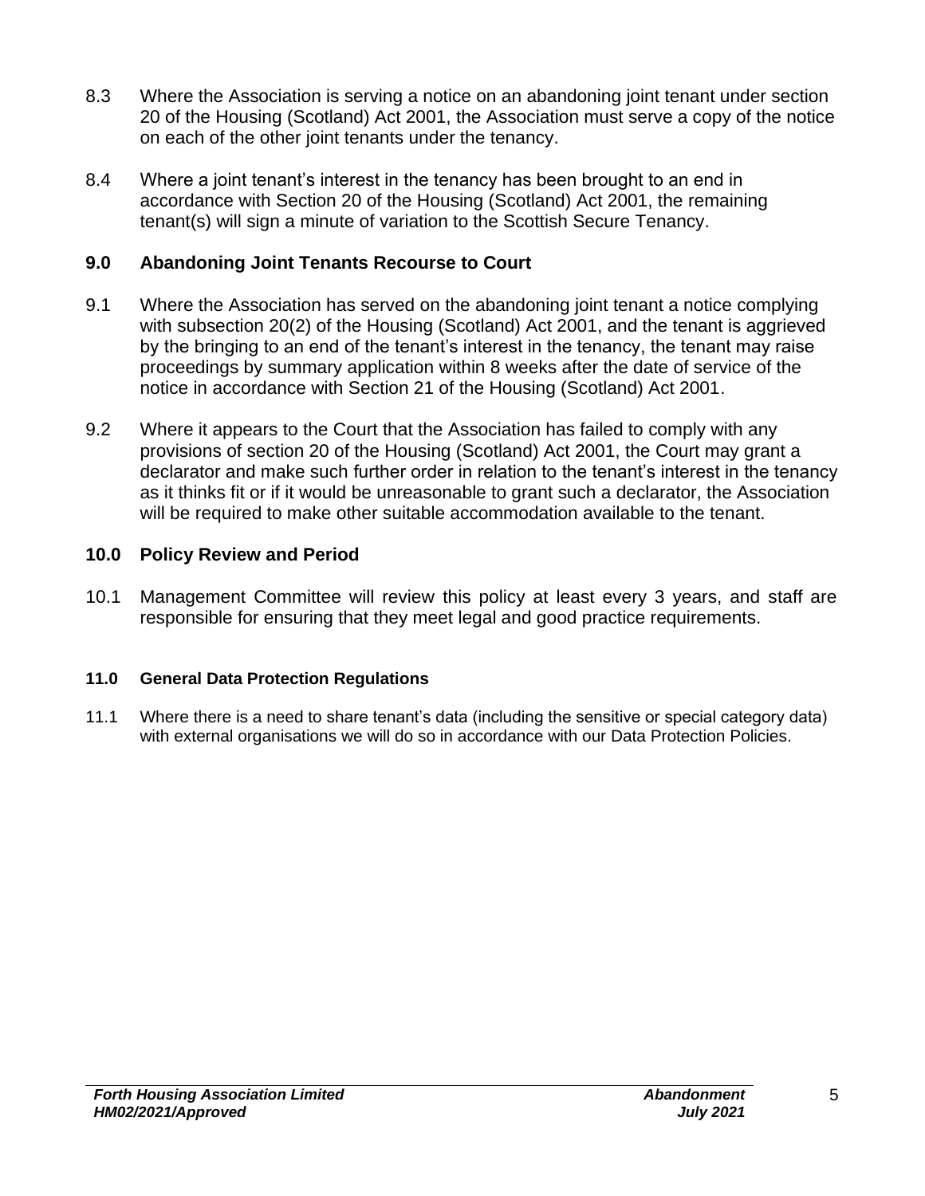8.3 Where the Association is serving a notice on an abandoning joint tenant under section 20 of the Housing (Scotland) Act 2001, the Association must serve a copy of the notice on each of the other joint tenants under the tenancy.

8.4 Where a joint tenant's interest in the tenancy has been brought to an end in accordance with Section 20 of the Housing (Scotland) Act 2001, the remaining tenant(s) will sign a minute of variation to the Scottish Secure Tenancy.

## 9.0 Abandoning Joint Tenants Recourse to Court

9.1 Where the Association has served on the abandoning joint tenant a notice complying with subsection 20(2) of the Housing (Scotland) Act 2001, and the tenant is aggrieved by the bringing to an end of the tenant's interest in the tenancy, the tenant may raise proceedings by summary application within 8 weeks after the date of service of the notice in accordance with Section 21 of the Housing (Scotland) Act 2001.

9.2 Where it appears to the Court that the Association has failed to comply with any provisions of section 20 of the Housing (Scotland) Act 2001, the Court may grant a declarator and make such further order in relation to the tenant's interest in the tenancy as it thinks fit or if it would be unreasonable to grant such a declarator, the Association will be required to make other suitable accommodation available to the tenant.

## 10.0 Policy Review and Period

10.1 Management Committee will review this policy at least every 3 years, and staff are responsible for ensuring that they meet legal and good practice requirements.

## 11.0 General Data Protection Regulations

11.1 Where there is a need to share tenant's data (including the sensitive or special category data) with external organisations we will do so in accordance with our Data Protection Policies.